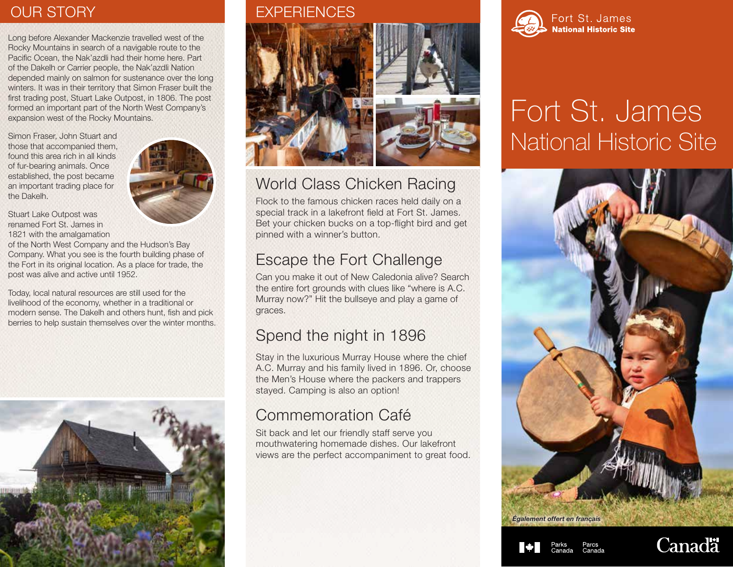# OUR STORY

Long before Alexander Mackenzie travelled west of the Rocky Mountains in search of a navigable route to the Pacific Ocean, the Nak'azdli had their home here. Part of the Dakelh or Carrier people, the Nak'azdli Nation depended mainly on salmon for sustenance over the long winters. It was in their territory that Simon Fraser built the first trading post, Stuart Lake Outpost, in 1806. The post formed an important part of the North West Company's expansion west of the Rocky Mountains.

Simon Fraser, John Stuart and those that accompanied them, found this area rich in all kinds of fur-bearing animals. Once established, the post became an important trading place for the Dakelh.

Stuart Lake Outpost was renamed Fort St. James in 1821 with the amalgamation of the North West Company and the Hudson's Bay Company. What you see is the fourth building phase of the Fort in its original location. As a place for trade, the post was alive and active until 1952.

Today, local natural resources are still used for the livelihood of the economy, whether in a traditional or modern sense. The Dakelh and others hunt, fish and pick berries to help sustain themselves over the winter months.

# EXPERIENCES

## World Class Chicken Racing

Flock to the famous chicken races held daily on a special track in a lakefront field at Fort St. James. Bet your chicken bucks on a top-flight bird and get pinned with a winner's button.

## Escape the Fort Challenge

Can you make it out of New Caledonia alive? Search the entire fort grounds with clues like "where is A.C. Murray now?" Hit the bullseye and play a game of graces.

## Spend the night in 1896

Stay in the luxurious Murray House where the chief A.C. Murray and his family lived in 1896. Or, choose the Men's House where the packers and trappers stayed. Camping is also an option!

## Commemoration Café

Sit back and let our friendly staff serve you mouthwatering homemade dishes. Our lakefront views are the perfect accompaniment to great food.

Fort St. James
**National Historic Site**

# Fort St. James
## National Historic Site

*Également offert en français*

Parks Canada Parcs Canada

Canada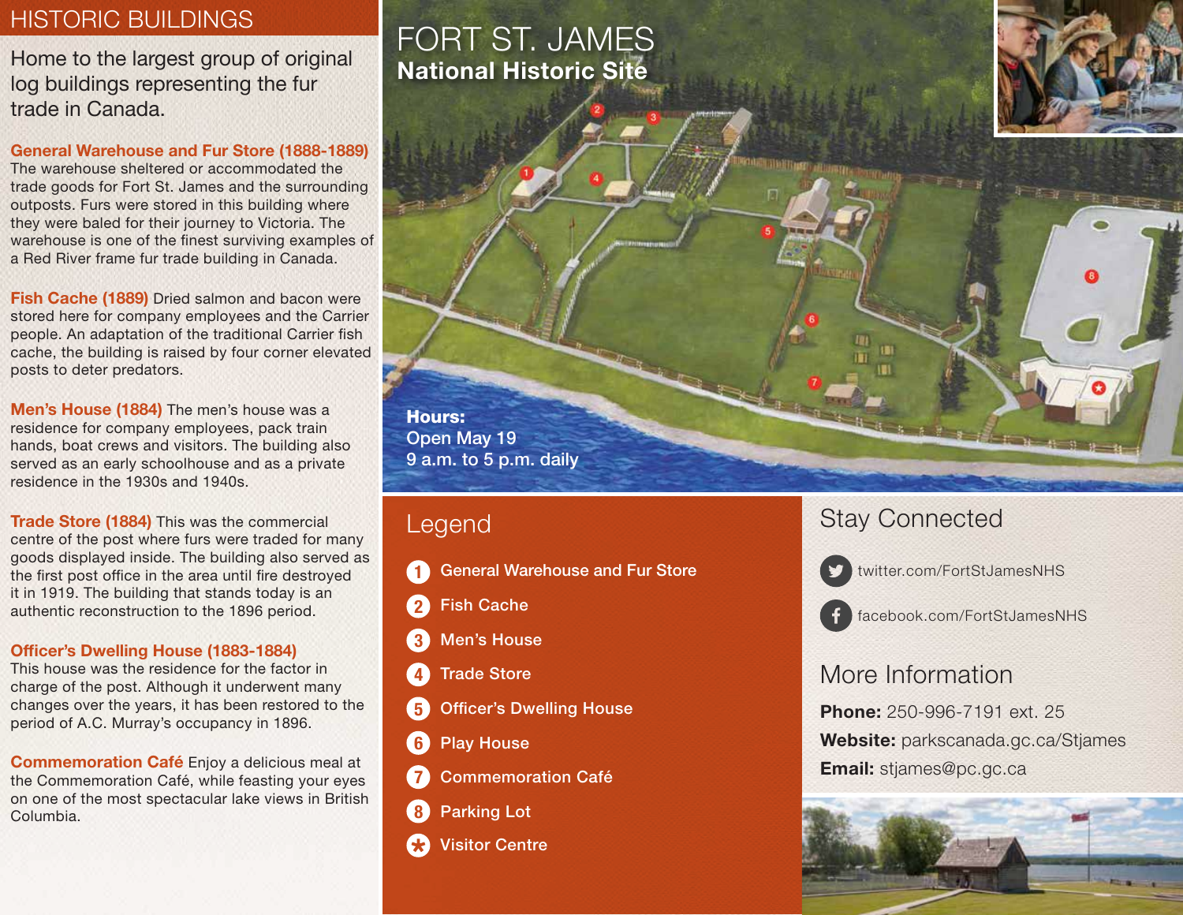# HISTORIC BUILDINGS

Home to the largest group of original log buildings representing the fur trade in Canada.

**General Warehouse and Fur Store (1888-1889)** The warehouse sheltered or accommodated the trade goods for Fort St. James and the surrounding outposts. Furs were stored in this building where they were baled for their journey to Victoria. The warehouse is one of the finest surviving examples of a Red River frame fur trade building in Canada.

**Fish Cache (1889)** Dried salmon and bacon were stored here for company employees and the Carrier people. An adaptation of the traditional Carrier fish cache, the building is raised by four corner elevated posts to deter predators.

**Men's House (1884)** The men's house was a residence for company employees, pack train hands, boat crews and visitors. The building also served as an early schoolhouse and as a private residence in the 1930s and 1940s.

**Trade Store (1884)** This was the commercial centre of the post where furs were traded for many goods displayed inside. The building also served as the first post office in the area until fire destroyed it in 1919. The building that stands today is an authentic reconstruction to the 1896 period.

**Officer's Dwelling House (1883-1884)** This house was the residence for the factor in charge of the post. Although it underwent many changes over the years, it has been restored to the period of A.C. Murray's occupancy in 1896.

**Commemoration Café** Enjoy a delicious meal at the Commemoration Café, while feasting your eyes on one of the most spectacular lake views in British Columbia.

# FORT ST. JAMES

## National Historic Site

**Hours:**
Open May 19
9 a.m. to 5 p.m. daily

## Legend

1. General Warehouse and Fur Store
2. Fish Cache
3. Men's House
4. Trade Store
5. Officer's Dwelling House
6. Play House
7. Commemoration Café
8. Parking Lot

* Visitor Centre

## Stay Connected

twitter.com/FortStJamesNHS

facebook.com/FortStJamesNHS

## More Information

**Phone:** 250-996-7191 ext. 25
**Website:** parkscanada.gc.ca/Stjames
**Email:** stjames@pc.gc.ca